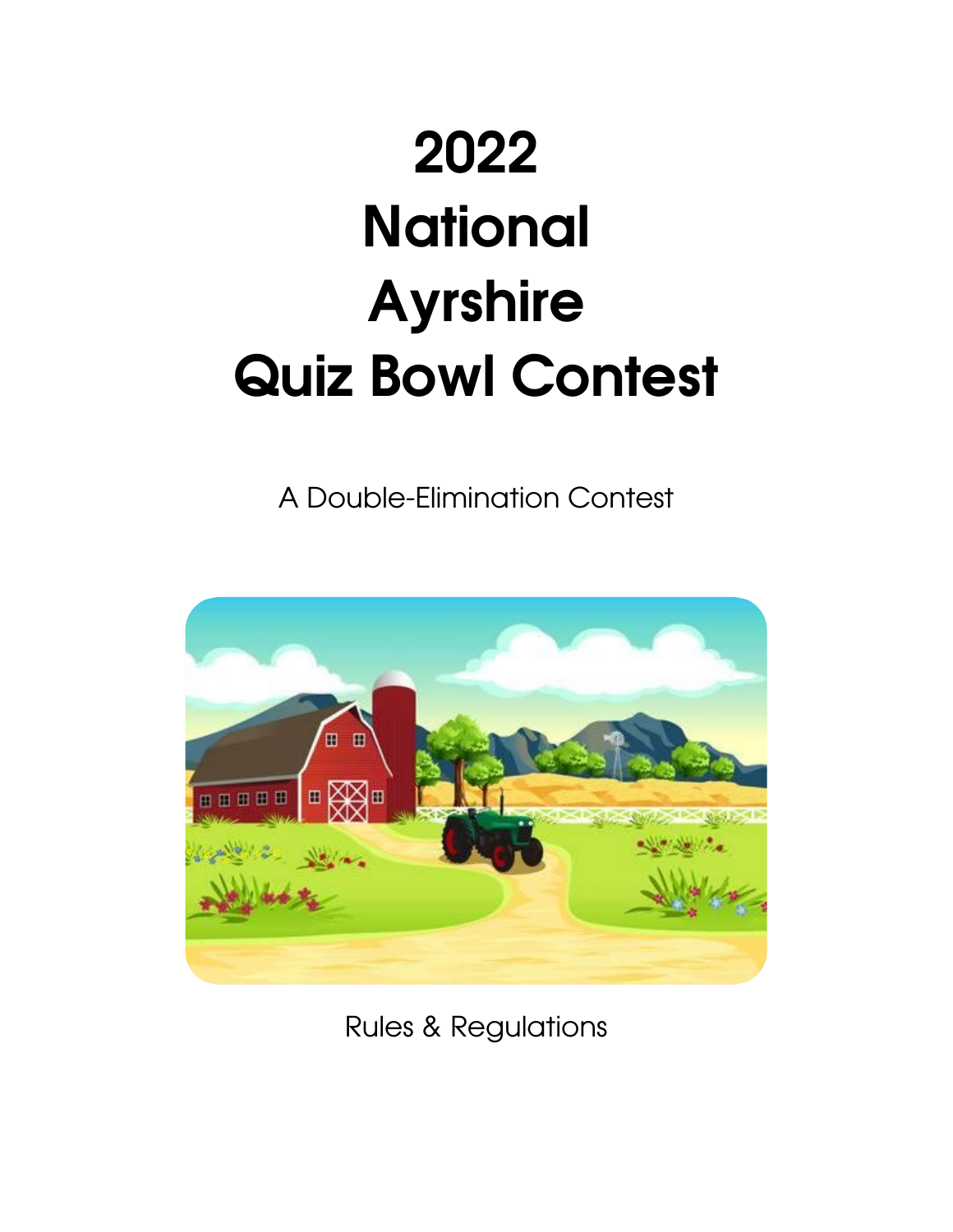# 2022 National Ayrshire Quiz Bowl Contest

A Double-Elimination Contest

Rules & Regulations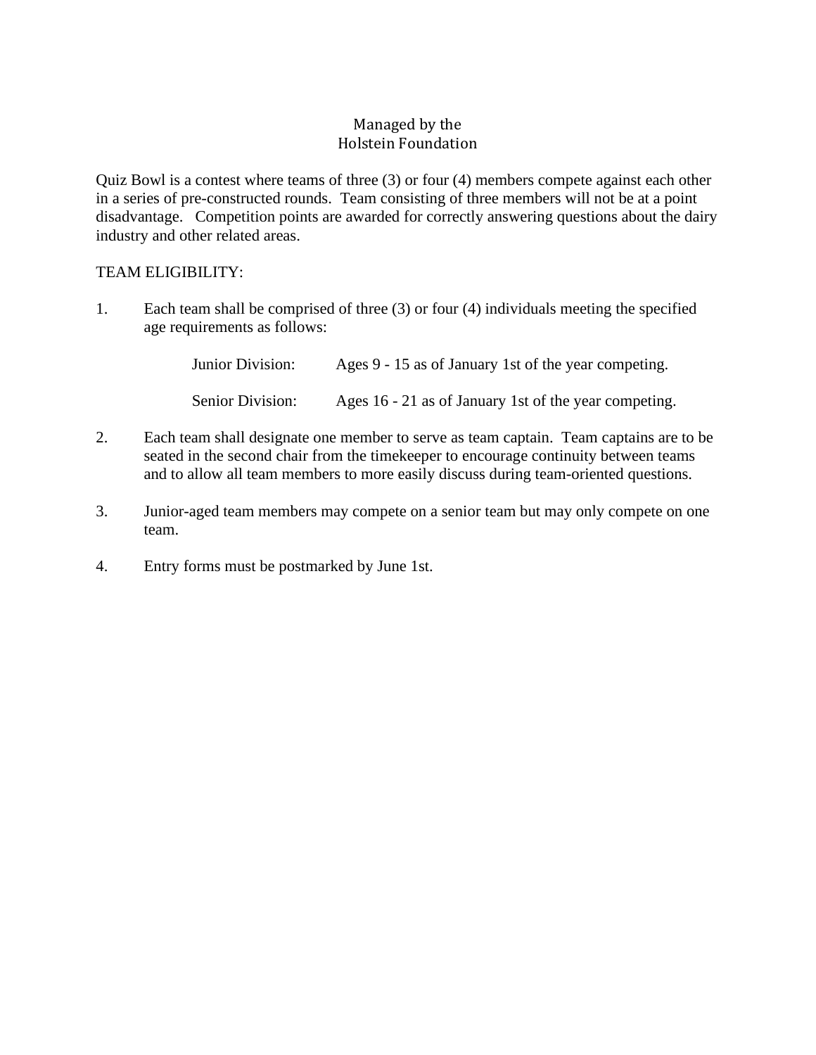Managed by the
Holstein Foundation

Quiz Bowl is a contest where teams of three (3) or four (4) members compete against each other in a series of pre-constructed rounds. Team consisting of three members will not be at a point disadvantage. Competition points are awarded for correctly answering questions about the dairy industry and other related areas.

TEAM ELIGIBILITY:

1. Each team shall be comprised of three (3) or four (4) individuals meeting the specified age requirements as follows:

   Junior Division: Ages 9 - 15 as of January 1st of the year competing.

   Senior Division: Ages 16 - 21 as of January 1st of the year competing.

2. Each team shall designate one member to serve as team captain. Team captains are to be seated in the second chair from the timekeeper to encourage continuity between teams and to allow all team members to more easily discuss during team-oriented questions.

3. Junior-aged team members may compete on a senior team but may only compete on one team.

4. Entry forms must be postmarked by June 1st.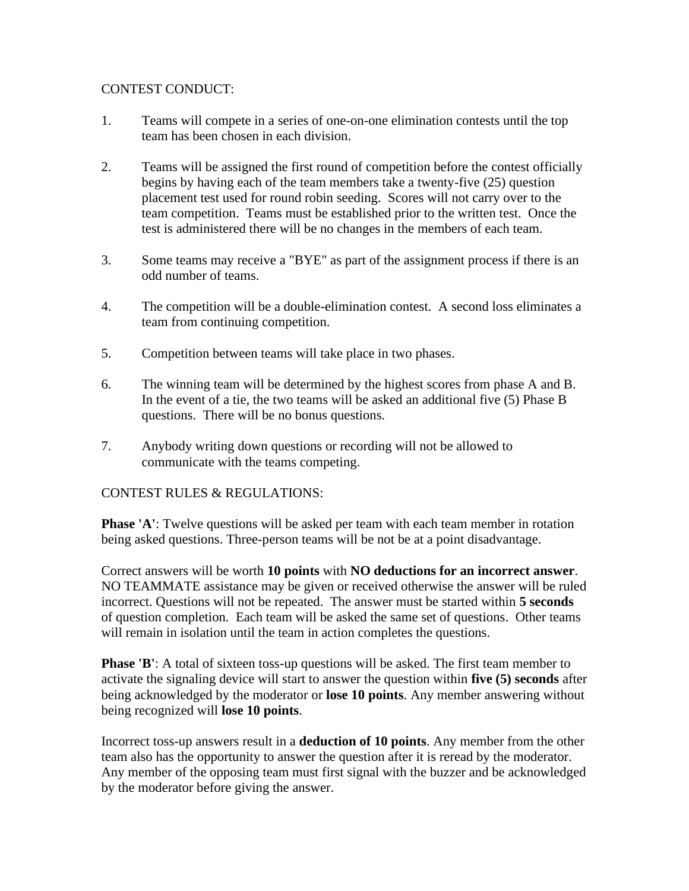CONTEST CONDUCT:

1. Teams will compete in a series of one-on-one elimination contests until the top team has been chosen in each division.

2. Teams will be assigned the first round of competition before the contest officially begins by having each of the team members take a twenty-five (25) question placement test used for round robin seeding. Scores will not carry over to the team competition. Teams must be established prior to the written test. Once the test is administered there will be no changes in the members of each team.

3. Some teams may receive a "BYE" as part of the assignment process if there is an odd number of teams.

4. The competition will be a double-elimination contest. A second loss eliminates a team from continuing competition.

5. Competition between teams will take place in two phases.

6. The winning team will be determined by the highest scores from phase A and B. In the event of a tie, the two teams will be asked an additional five (5) Phase B questions. There will be no bonus questions.

7. Anybody writing down questions or recording will not be allowed to communicate with the teams competing.

CONTEST RULES & REGULATIONS:

**Phase 'A'**: Twelve questions will be asked per team with each team member in rotation being asked questions. Three-person teams will be not be at a point disadvantage.

Correct answers will be worth **10 points** with **NO deductions for an incorrect answer**. NO TEAMMATE assistance may be given or received otherwise the answer will be ruled incorrect. Questions will not be repeated. The answer must be started within **5 seconds** of question completion. Each team will be asked the same set of questions. Other teams will remain in isolation until the team in action completes the questions.

**Phase 'B'**: A total of sixteen toss-up questions will be asked. The first team member to activate the signaling device will start to answer the question within **five (5) seconds** after being acknowledged by the moderator or **lose 10 points**. Any member answering without being recognized will **lose 10 points**.

Incorrect toss-up answers result in a **deduction of 10 points**. Any member from the other team also has the opportunity to answer the question after it is reread by the moderator. Any member of the opposing team must first signal with the buzzer and be acknowledged by the moderator before giving the answer.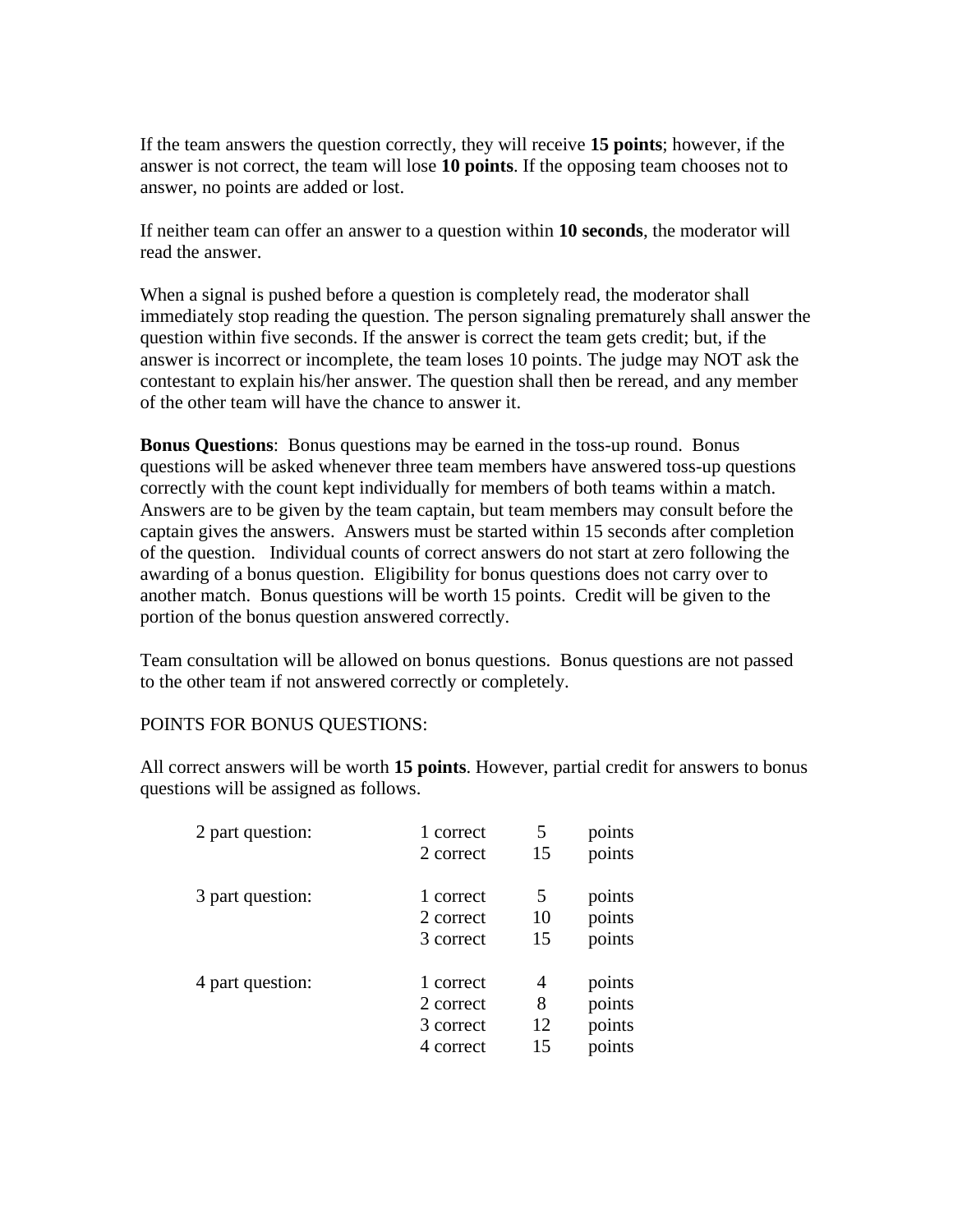If the team answers the question correctly, they will receive **15 points**; however, if the answer is not correct, the team will lose **10 points**. If the opposing team chooses not to answer, no points are added or lost.

If neither team can offer an answer to a question within **10 seconds**, the moderator will read the answer.

When a signal is pushed before a question is completely read, the moderator shall immediately stop reading the question. The person signaling prematurely shall answer the question within five seconds. If the answer is correct the team gets credit; but, if the answer is incorrect or incomplete, the team loses 10 points. The judge may NOT ask the contestant to explain his/her answer. The question shall then be reread, and any member of the other team will have the chance to answer it.

**Bonus Questions**: Bonus questions may be earned in the toss-up round. Bonus questions will be asked whenever three team members have answered toss-up questions correctly with the count kept individually for members of both teams within a match. Answers are to be given by the team captain, but team members may consult before the captain gives the answers. Answers must be started within 15 seconds after completion of the question. Individual counts of correct answers do not start at zero following the awarding of a bonus question. Eligibility for bonus questions does not carry over to another match. Bonus questions will be worth 15 points. Credit will be given to the portion of the bonus question answered correctly.

Team consultation will be allowed on bonus questions. Bonus questions are not passed to the other team if not answered correctly or completely.

POINTS FOR BONUS QUESTIONS:

All correct answers will be worth **15 points**. However, partial credit for answers to bonus questions will be assigned as follows.

| | | | |
|---|---|---|---|
| 2 part question: | 1 correct | 5 | points |
| | 2 correct | 15 | points |
| 3 part question: | 1 correct | 5 | points |
| | 2 correct | 10 | points |
| | 3 correct | 15 | points |
| 4 part question: | 1 correct | 4 | points |
| | 2 correct | 8 | points |
| | 3 correct | 12 | points |
| | 4 correct | 15 | points |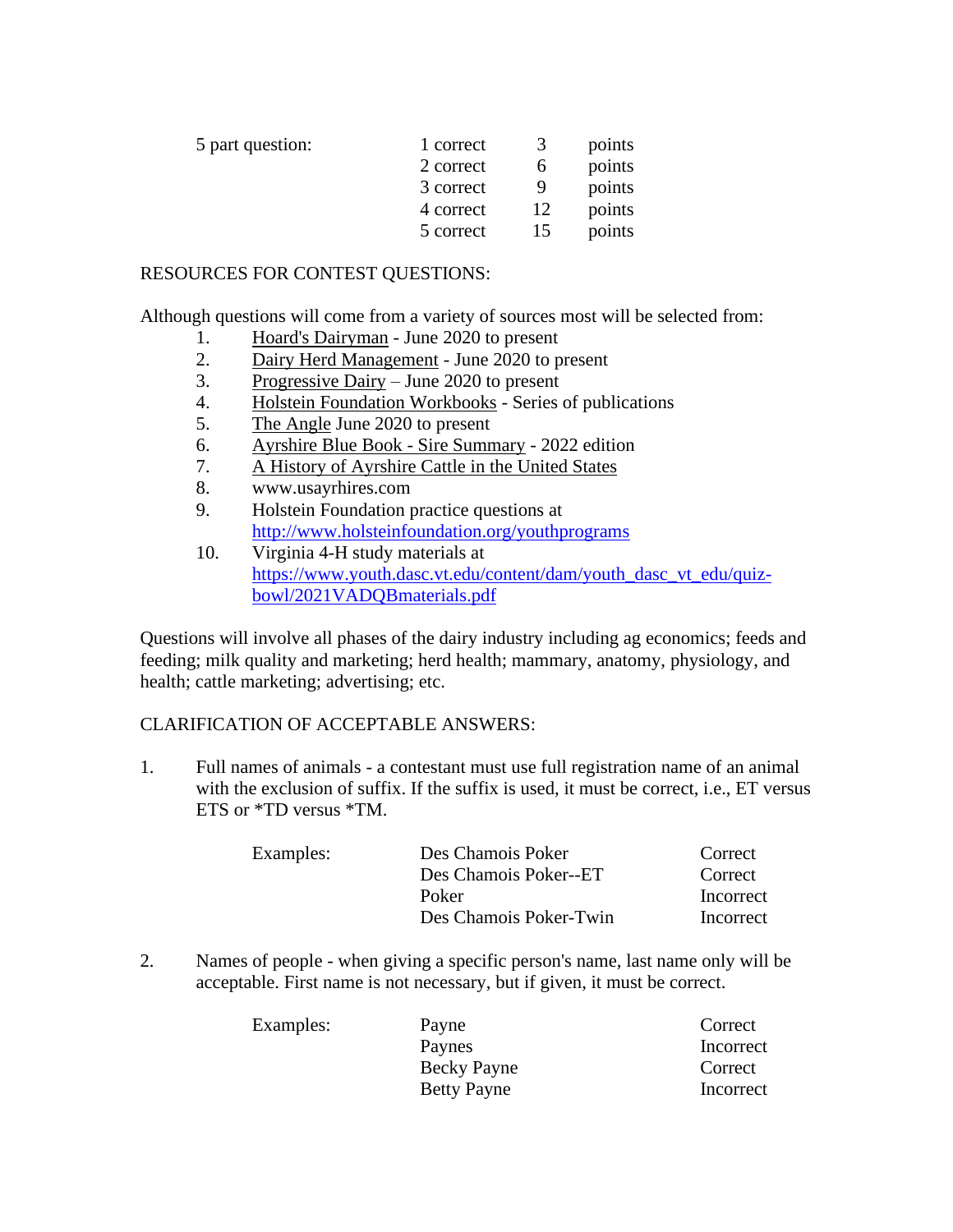| 5 part question: | 1 correct | 3 | points |
|---|---|---|---|
| | 2 correct | 6 | points |
| | 3 correct | 9 | points |
| | 4 correct | 12 | points |
| | 5 correct | 15 | points |

RESOURCES FOR CONTEST QUESTIONS:

Although questions will come from a variety of sources most will be selected from:

1. Hoard's Dairyman - June 2020 to present
2. Dairy Herd Management - June 2020 to present
3. Progressive Dairy – June 2020 to present
4. Holstein Foundation Workbooks - Series of publications
5. The Angle June 2020 to present
6. Ayrshire Blue Book - Sire Summary - 2022 edition
7. A History of Ayrshire Cattle in the United States
8. www.usayrhires.com
9. Holstein Foundation practice questions at http://www.holsteinfoundation.org/youthprograms
10. Virginia 4-H study materials at https://www.youth.dasc.vt.edu/content/dam/youth_dasc_vt_edu/quiz-bowl/2021VADQBmaterials.pdf

Questions will involve all phases of the dairy industry including ag economics; feeds and feeding; milk quality and marketing; herd health; mammary, anatomy, physiology, and health; cattle marketing; advertising; etc.

CLARIFICATION OF ACCEPTABLE ANSWERS:

1. Full names of animals - a contestant must use full registration name of an animal with the exclusion of suffix. If the suffix is used, it must be correct, i.e., ET versus ETS or *TD versus *TM.

| Examples: | Des Chamois Poker | Correct |
|---|---|---|
| | Des Chamois Poker--ET | Correct |
| | Poker | Incorrect |
| | Des Chamois Poker-Twin | Incorrect |

2. Names of people - when giving a specific person's name, last name only will be acceptable. First name is not necessary, but if given, it must be correct.

| Examples: | Payne | Correct |
|---|---|---|
| | Paynes | Incorrect |
| | Becky Payne | Correct |
| | Betty Payne | Incorrect |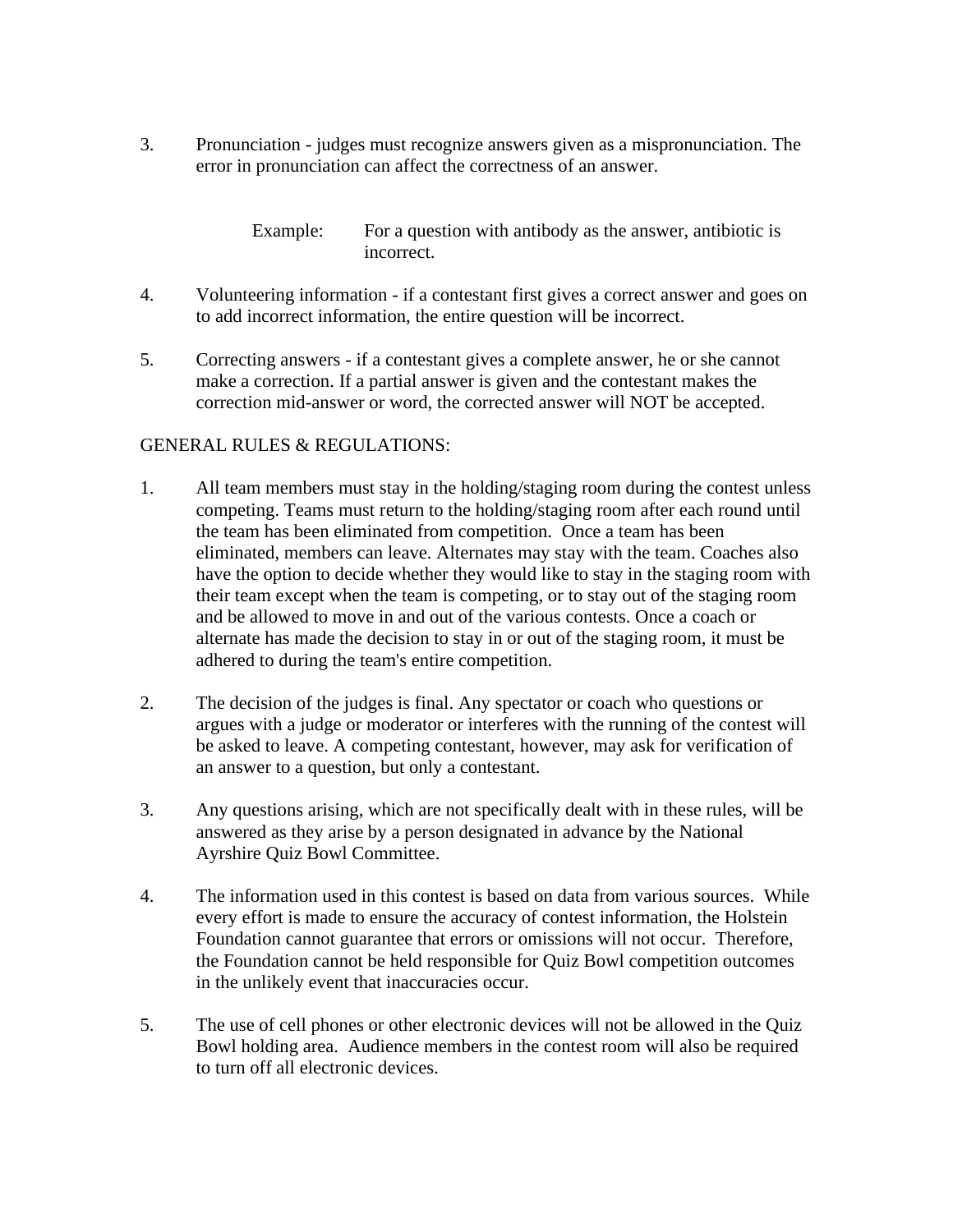3. Pronunciation - judges must recognize answers given as a mispronunciation. The error in pronunciation can affect the correctness of an answer.

   Example: For a question with antibody as the answer, antibiotic is incorrect.

4. Volunteering information - if a contestant first gives a correct answer and goes on to add incorrect information, the entire question will be incorrect.

5. Correcting answers - if a contestant gives a complete answer, he or she cannot make a correction. If a partial answer is given and the contestant makes the correction mid-answer or word, the corrected answer will NOT be accepted.

GENERAL RULES & REGULATIONS:

1. All team members must stay in the holding/staging room during the contest unless competing. Teams must return to the holding/staging room after each round until the team has been eliminated from competition. Once a team has been eliminated, members can leave. Alternates may stay with the team. Coaches also have the option to decide whether they would like to stay in the staging room with their team except when the team is competing, or to stay out of the staging room and be allowed to move in and out of the various contests. Once a coach or alternate has made the decision to stay in or out of the staging room, it must be adhered to during the team's entire competition.

2. The decision of the judges is final. Any spectator or coach who questions or argues with a judge or moderator or interferes with the running of the contest will be asked to leave. A competing contestant, however, may ask for verification of an answer to a question, but only a contestant.

3. Any questions arising, which are not specifically dealt with in these rules, will be answered as they arise by a person designated in advance by the National Ayrshire Quiz Bowl Committee.

4. The information used in this contest is based on data from various sources. While every effort is made to ensure the accuracy of contest information, the Holstein Foundation cannot guarantee that errors or omissions will not occur. Therefore, the Foundation cannot be held responsible for Quiz Bowl competition outcomes in the unlikely event that inaccuracies occur.

5. The use of cell phones or other electronic devices will not be allowed in the Quiz Bowl holding area. Audience members in the contest room will also be required to turn off all electronic devices.